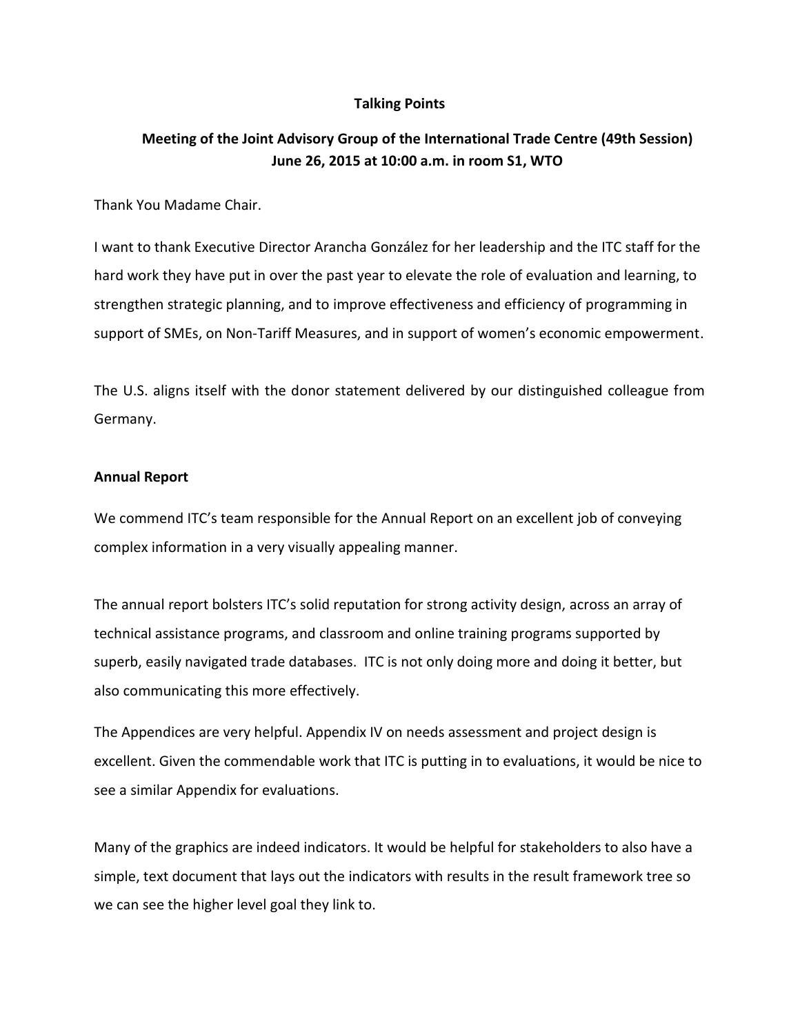**Talking Points**

**Meeting of the Joint Advisory Group of the International Trade Centre (49th Session)**
**June 26, 2015 at 10:00 a.m. in room S1, WTO**

Thank You Madame Chair.

I want to thank Executive Director Arancha González for her leadership and the ITC staff for the hard work they have put in over the past year to elevate the role of evaluation and learning, to strengthen strategic planning, and to improve effectiveness and efficiency of programming in support of SMEs, on Non-Tariff Measures, and in support of women's economic empowerment.

The U.S. aligns itself with the donor statement delivered by our distinguished colleague from Germany.

**Annual Report**

We commend ITC's team responsible for the Annual Report on an excellent job of conveying complex information in a very visually appealing manner.

The annual report bolsters ITC's solid reputation for strong activity design, across an array of technical assistance programs, and classroom and online training programs supported by superb, easily navigated trade databases. ITC is not only doing more and doing it better, but also communicating this more effectively.

The Appendices are very helpful. Appendix IV on needs assessment and project design is excellent. Given the commendable work that ITC is putting in to evaluations, it would be nice to see a similar Appendix for evaluations.

Many of the graphics are indeed indicators. It would be helpful for stakeholders to also have a simple, text document that lays out the indicators with results in the result framework tree so we can see the higher level goal they link to.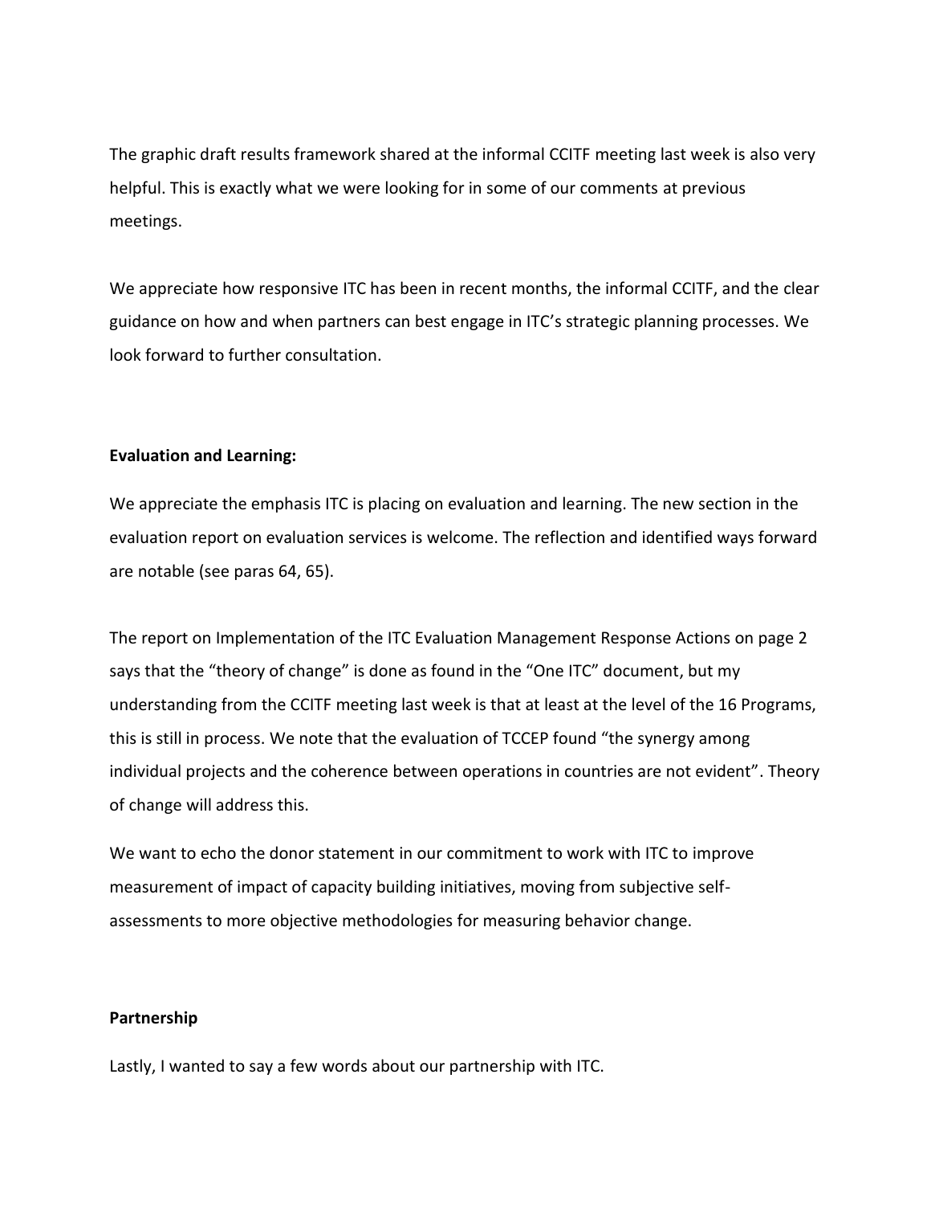The graphic draft results framework shared at the informal CCITF meeting last week is also very helpful. This is exactly what we were looking for in some of our comments at previous meetings.

We appreciate how responsive ITC has been in recent months, the informal CCITF, and the clear guidance on how and when partners can best engage in ITC's strategic planning processes. We look forward to further consultation.

**Evaluation and Learning:**

We appreciate the emphasis ITC is placing on evaluation and learning. The new section in the evaluation report on evaluation services is welcome. The reflection and identified ways forward are notable (see paras 64, 65).

The report on Implementation of the ITC Evaluation Management Response Actions on page 2 says that the "theory of change" is done as found in the "One ITC" document, but my understanding from the CCITF meeting last week is that at least at the level of the 16 Programs, this is still in process. We note that the evaluation of TCCEP found "the synergy among individual projects and the coherence between operations in countries are not evident". Theory of change will address this.

We want to echo the donor statement in our commitment to work with ITC to improve measurement of impact of capacity building initiatives, moving from subjective self-assessments to more objective methodologies for measuring behavior change.

**Partnership**

Lastly, I wanted to say a few words about our partnership with ITC.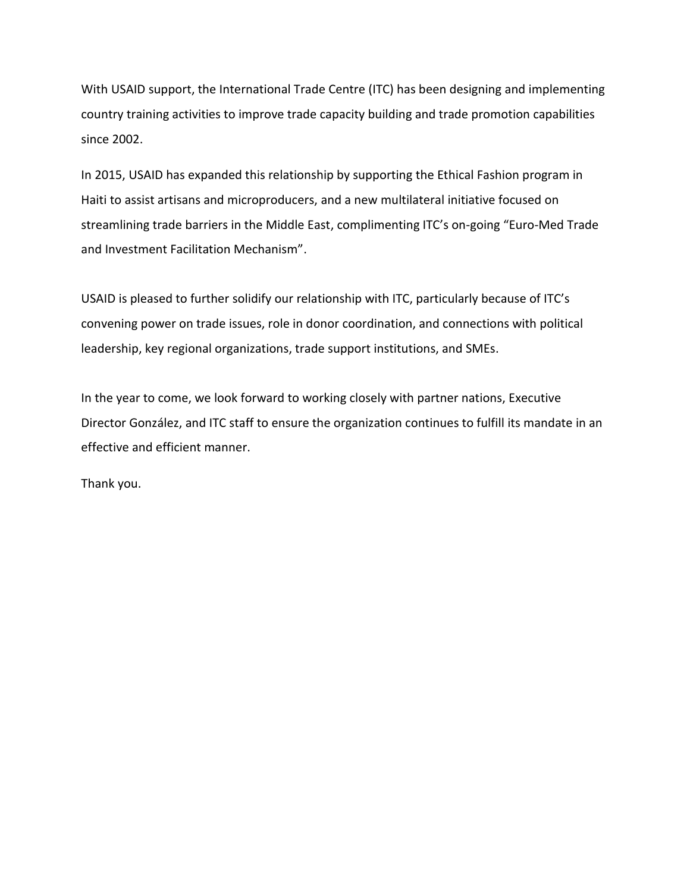With USAID support, the International Trade Centre (ITC) has been designing and implementing country training activities to improve trade capacity building and trade promotion capabilities since 2002.

In 2015, USAID has expanded this relationship by supporting the Ethical Fashion program in Haiti to assist artisans and microproducers, and a new multilateral initiative focused on streamlining trade barriers in the Middle East, complimenting ITC's on-going "Euro-Med Trade and Investment Facilitation Mechanism".

USAID is pleased to further solidify our relationship with ITC, particularly because of ITC's convening power on trade issues, role in donor coordination, and connections with political leadership, key regional organizations, trade support institutions, and SMEs.

In the year to come, we look forward to working closely with partner nations, Executive Director González, and ITC staff to ensure the organization continues to fulfill its mandate in an effective and efficient manner.

Thank you.